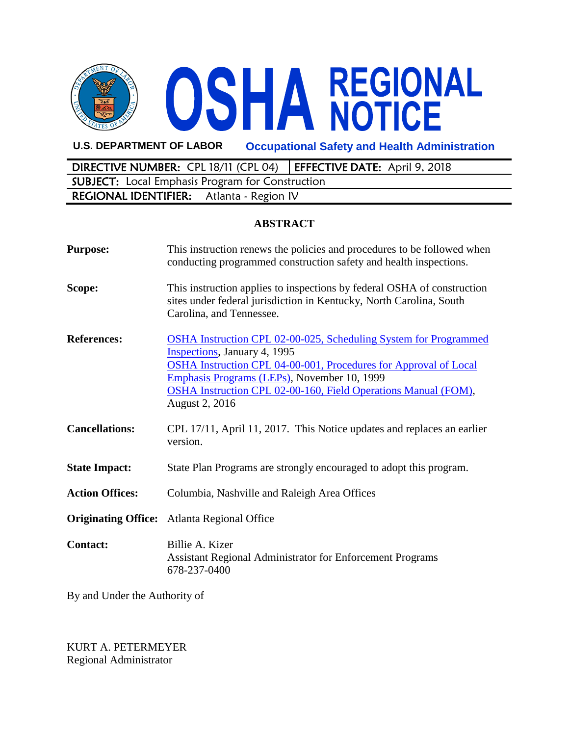# OSHA REGIONAL NOTICE

**U.S. DEPARTMENT OF LABOR** **Occupational Safety and Health Administration**

| **DIRECTIVE NUMBER:** CPL 18/11 (CPL 04) | **EFFECTIVE DATE:** April 9, 2018 |
|---|---|
| **SUBJECT:** Local Emphasis Program for Construction | |
| **REGIONAL IDENTIFIER:** Atlanta - Region IV | |

## ABSTRACT

**Purpose:** This instruction renews the policies and procedures to be followed when conducting programmed construction safety and health inspections.

**Scope:** This instruction applies to inspections by federal OSHA of construction sites under federal jurisdiction in Kentucky, North Carolina, South Carolina, and Tennessee.

**References:** OSHA Instruction CPL 02-00-025, Scheduling System for Programmed Inspections, January 4, 1995
OSHA Instruction CPL 04-00-001, Procedures for Approval of Local Emphasis Programs (LEPs), November 10, 1999
OSHA Instruction CPL 02-00-160, Field Operations Manual (FOM), August 2, 2016

**Cancellations:** CPL 17/11, April 11, 2017. This Notice updates and replaces an earlier version.

**State Impact:** State Plan Programs are strongly encouraged to adopt this program.

**Action Offices:** Columbia, Nashville and Raleigh Area Offices

**Originating Office:** Atlanta Regional Office

**Contact:** Billie A. Kizer
Assistant Regional Administrator for Enforcement Programs
678-237-0400

By and Under the Authority of

KURT A. PETERMEYER
Regional Administrator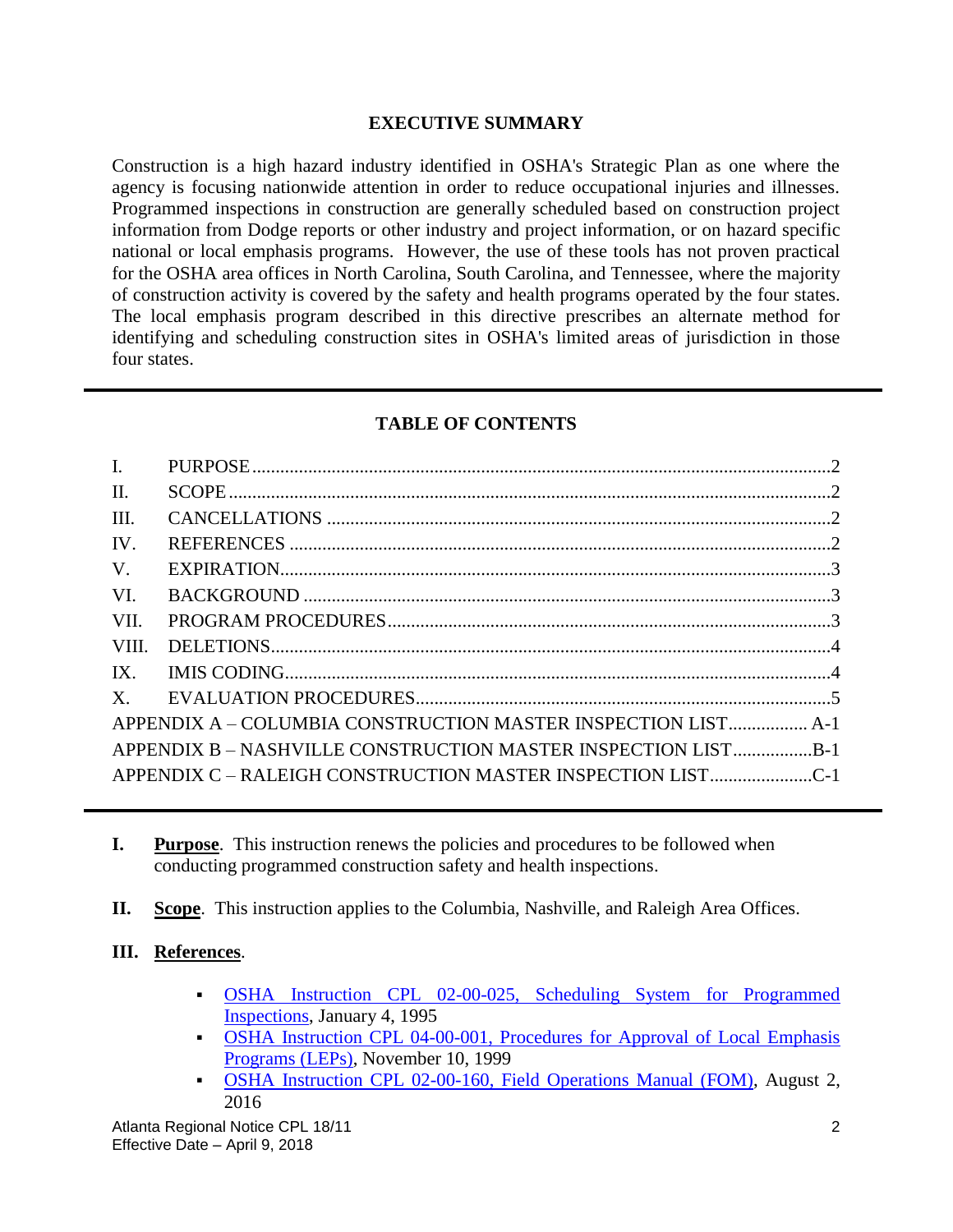## EXECUTIVE SUMMARY

Construction is a high hazard industry identified in OSHA's Strategic Plan as one where the agency is focusing nationwide attention in order to reduce occupational injuries and illnesses. Programmed inspections in construction are generally scheduled based on construction project information from Dodge reports or other industry and project information, or on hazard specific national or local emphasis programs. However, the use of these tools has not proven practical for the OSHA area offices in North Carolina, South Carolina, and Tennessee, where the majority of construction activity is covered by the safety and health programs operated by the four states. The local emphasis program described in this directive prescribes an alternate method for identifying and scheduling construction sites in OSHA's limited areas of jurisdiction in those four states.

---

## TABLE OF CONTENTS

| | | |
|---|---|---|
| I. | PURPOSE | 2 |
| II. | SCOPE | 2 |
| III. | CANCELLATIONS | 2 |
| IV. | REFERENCES | 2 |
| V. | EXPIRATION | 3 |
| VI. | BACKGROUND | 3 |
| VII. | PROGRAM PROCEDURES | 3 |
| VIII. | DELETIONS | 4 |
| IX. | IMIS CODING | 4 |
| X. | EVALUATION PROCEDURES | 5 |
| | APPENDIX A – COLUMBIA CONSTRUCTION MASTER INSPECTION LIST | A-1 |
| | APPENDIX B – NASHVILLE CONSTRUCTION MASTER INSPECTION LIST | B-1 |
| | APPENDIX C – RALEIGH CONSTRUCTION MASTER INSPECTION LIST | C-1 |

---

**I. Purpose**. This instruction renews the policies and procedures to be followed when conducting programmed construction safety and health inspections.

**II. Scope**. This instruction applies to the Columbia, Nashville, and Raleigh Area Offices.

**III. References**.

- OSHA Instruction CPL 02-00-025, Scheduling System for Programmed Inspections, January 4, 1995
- OSHA Instruction CPL 04-00-001, Procedures for Approval of Local Emphasis Programs (LEPs), November 10, 1999
- OSHA Instruction CPL 02-00-160, Field Operations Manual (FOM), August 2, 2016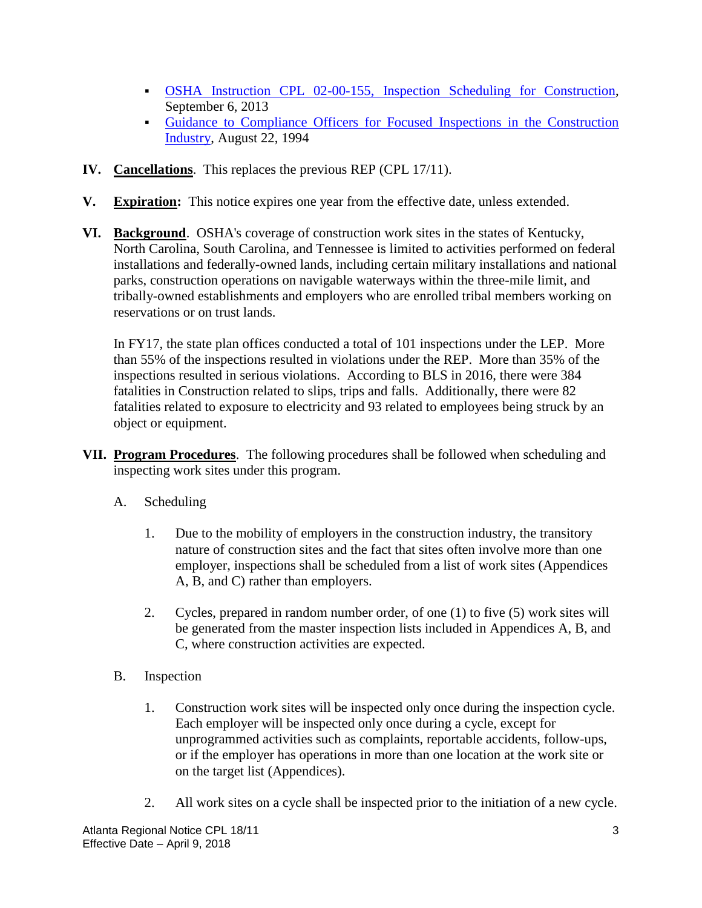- [OSHA Instruction CPL 02-00-155, Inspection Scheduling for Construction](), September 6, 2013
- [Guidance to Compliance Officers for Focused Inspections in the Construction Industry](), August 22, 1994

**IV. Cancellations**. This replaces the previous REP (CPL 17/11).

**V. Expiration:** This notice expires one year from the effective date, unless extended.

**VI. Background**. OSHA's coverage of construction work sites in the states of Kentucky, North Carolina, South Carolina, and Tennessee is limited to activities performed on federal installations and federally-owned lands, including certain military installations and national parks, construction operations on navigable waterways within the three-mile limit, and tribally-owned establishments and employers who are enrolled tribal members working on reservations or on trust lands.

In FY17, the state plan offices conducted a total of 101 inspections under the LEP. More than 55% of the inspections resulted in violations under the REP. More than 35% of the inspections resulted in serious violations. According to BLS in 2016, there were 384 fatalities in Construction related to slips, trips and falls. Additionally, there were 82 fatalities related to exposure to electricity and 93 related to employees being struck by an object or equipment.

**VII. Program Procedures**. The following procedures shall be followed when scheduling and inspecting work sites under this program.

A. Scheduling

1. Due to the mobility of employers in the construction industry, the transitory nature of construction sites and the fact that sites often involve more than one employer, inspections shall be scheduled from a list of work sites (Appendices A, B, and C) rather than employers.

2. Cycles, prepared in random number order, of one (1) to five (5) work sites will be generated from the master inspection lists included in Appendices A, B, and C, where construction activities are expected.

B. Inspection

1. Construction work sites will be inspected only once during the inspection cycle. Each employer will be inspected only once during a cycle, except for unprogrammed activities such as complaints, reportable accidents, follow-ups, or if the employer has operations in more than one location at the work site or on the target list (Appendices).

2. All work sites on a cycle shall be inspected prior to the initiation of a new cycle.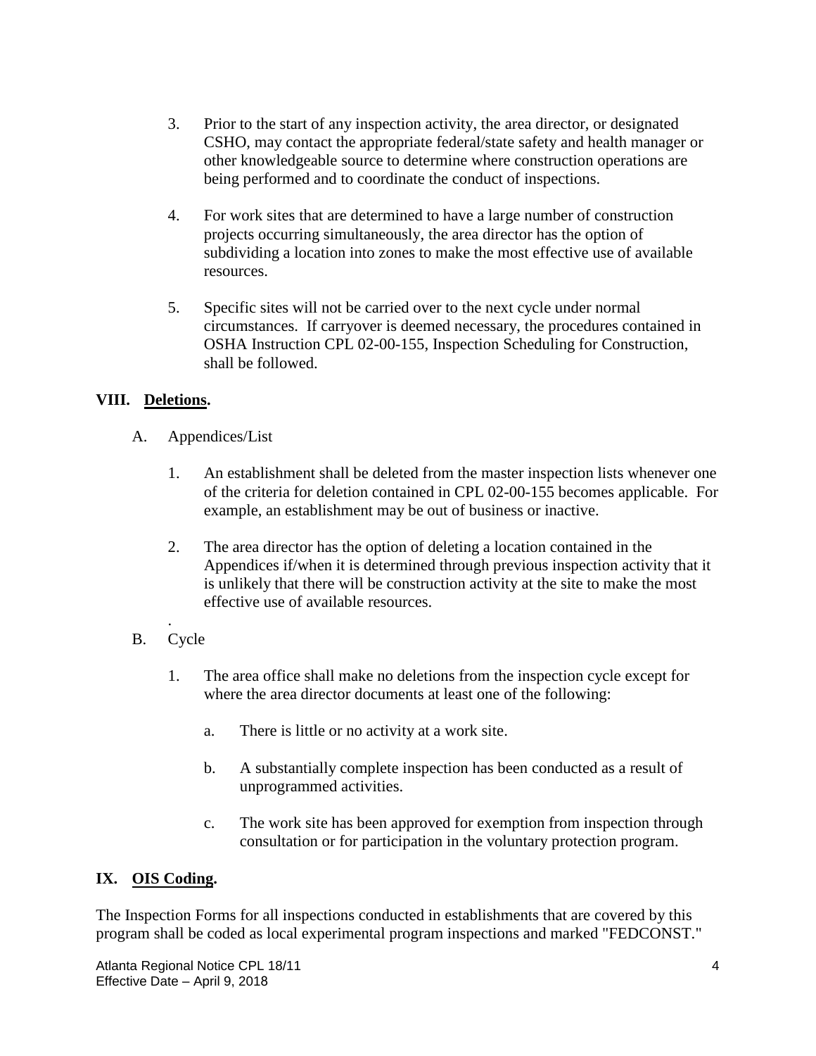3. Prior to the start of any inspection activity, the area director, or designated CSHO, may contact the appropriate federal/state safety and health manager or other knowledgeable source to determine where construction operations are being performed and to coordinate the conduct of inspections.

4. For work sites that are determined to have a large number of construction projects occurring simultaneously, the area director has the option of subdividing a location into zones to make the most effective use of available resources.

5. Specific sites will not be carried over to the next cycle under normal circumstances. If carryover is deemed necessary, the procedures contained in OSHA Instruction CPL 02-00-155, Inspection Scheduling for Construction, shall be followed.

## VIII. Deletions.

A. Appendices/List

1. An establishment shall be deleted from the master inspection lists whenever one of the criteria for deletion contained in CPL 02-00-155 becomes applicable. For example, an establishment may be out of business or inactive.

2. The area director has the option of deleting a location contained in the Appendices if/when it is determined through previous inspection activity that it is unlikely that there will be construction activity at the site to make the most effective use of available resources.

B. Cycle

1. The area office shall make no deletions from the inspection cycle except for where the area director documents at least one of the following:

   a. There is little or no activity at a work site.

   b. A substantially complete inspection has been conducted as a result of unprogrammed activities.

   c. The work site has been approved for exemption from inspection through consultation or for participation in the voluntary protection program.

## IX. OIS Coding.

The Inspection Forms for all inspections conducted in establishments that are covered by this program shall be coded as local experimental program inspections and marked "FEDCONST."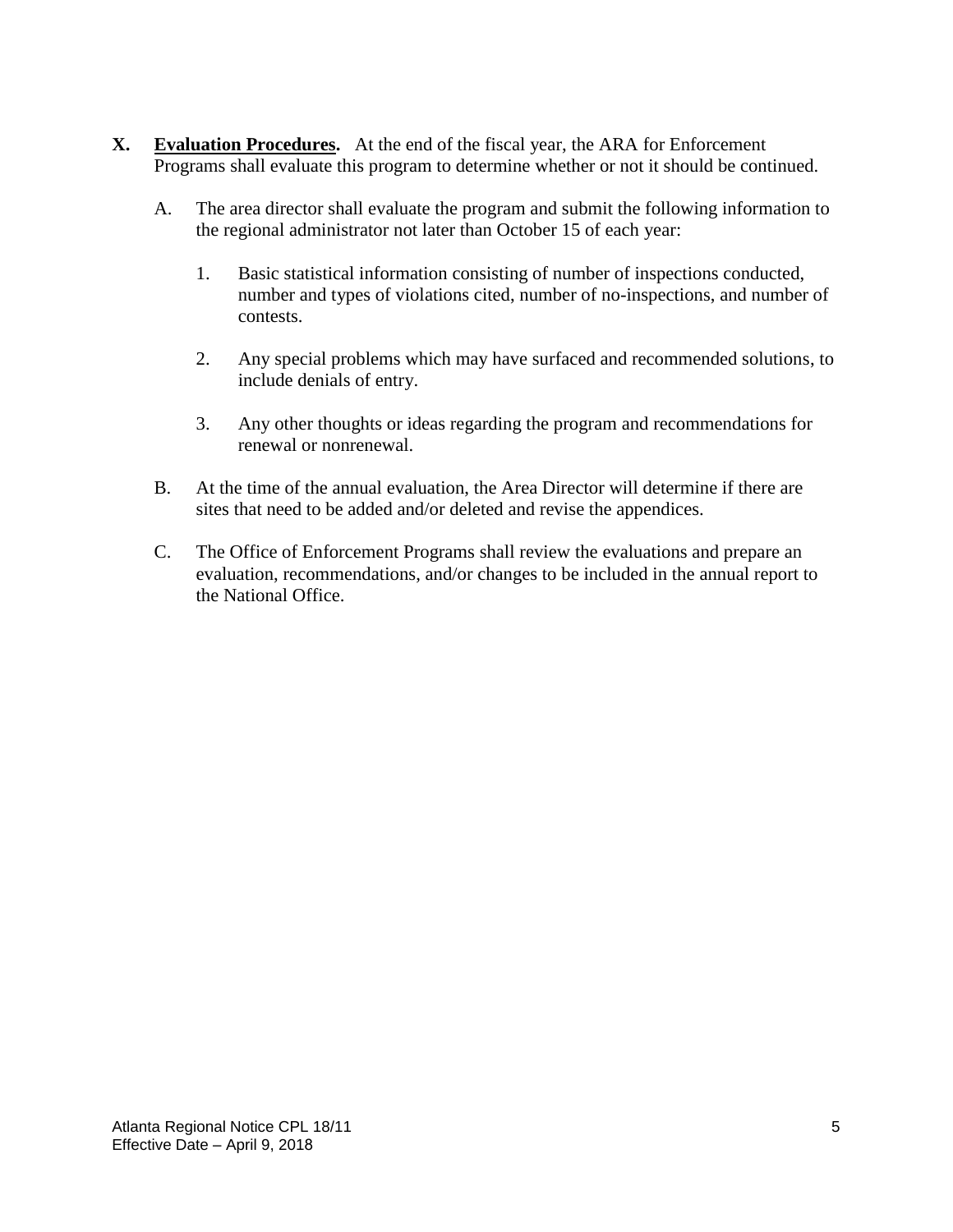**X.** **<u>Evaluation Procedures</u>.** At the end of the fiscal year, the ARA for Enforcement Programs shall evaluate this program to determine whether or not it should be continued.

A. The area director shall evaluate the program and submit the following information to the regional administrator not later than October 15 of each year:

1. Basic statistical information consisting of number of inspections conducted, number and types of violations cited, number of no-inspections, and number of contests.

2. Any special problems which may have surfaced and recommended solutions, to include denials of entry.

3. Any other thoughts or ideas regarding the program and recommendations for renewal or nonrenewal.

B. At the time of the annual evaluation, the Area Director will determine if there are sites that need to be added and/or deleted and revise the appendices.

C. The Office of Enforcement Programs shall review the evaluations and prepare an evaluation, recommendations, and/or changes to be included in the annual report to the National Office.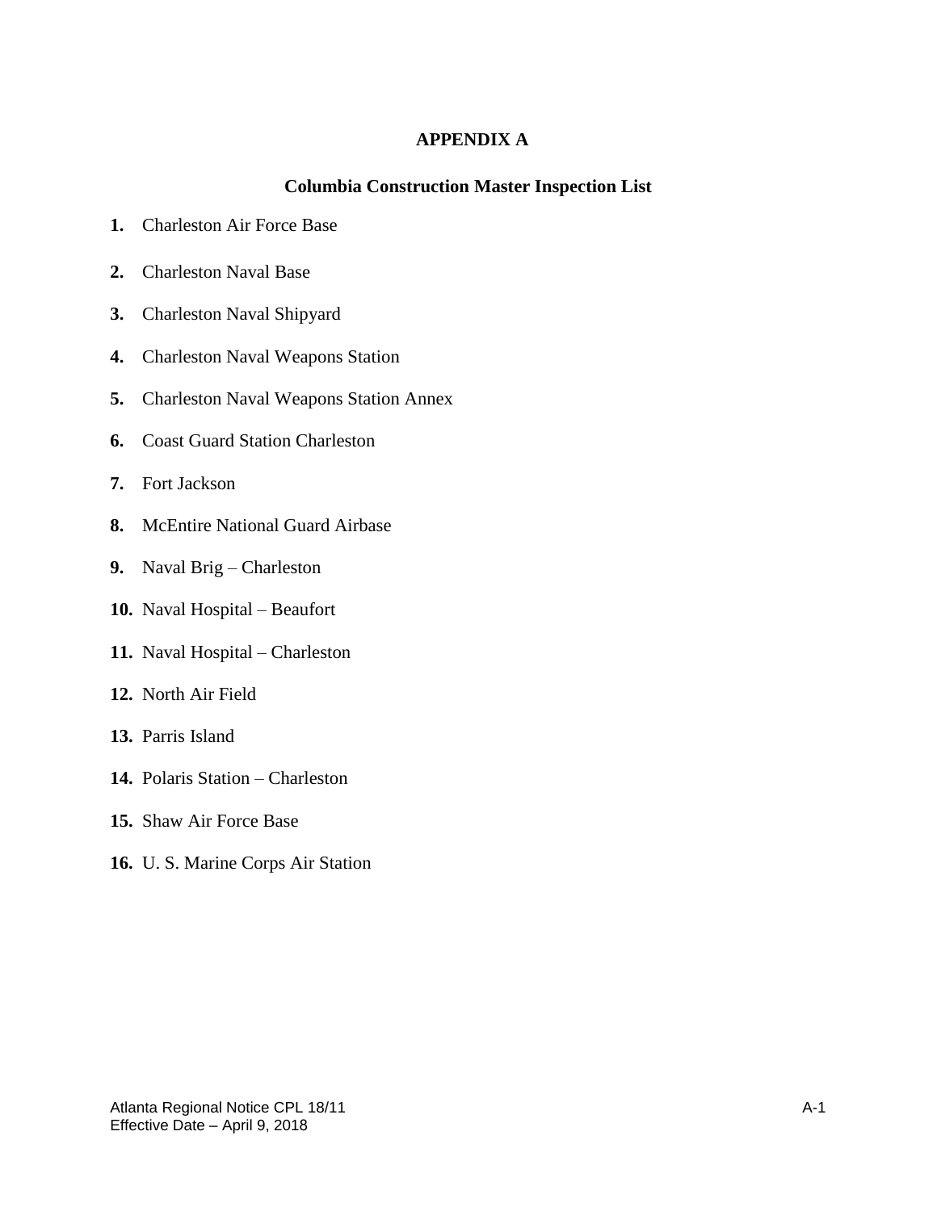# APPENDIX A

## Columbia Construction Master Inspection List

1. Charleston Air Force Base
2. Charleston Naval Base
3. Charleston Naval Shipyard
4. Charleston Naval Weapons Station
5. Charleston Naval Weapons Station Annex
6. Coast Guard Station Charleston
7. Fort Jackson
8. McEntire National Guard Airbase
9. Naval Brig – Charleston
10. Naval Hospital – Beaufort
11. Naval Hospital – Charleston
12. North Air Field
13. Parris Island
14. Polaris Station – Charleston
15. Shaw Air Force Base
16. U. S. Marine Corps Air Station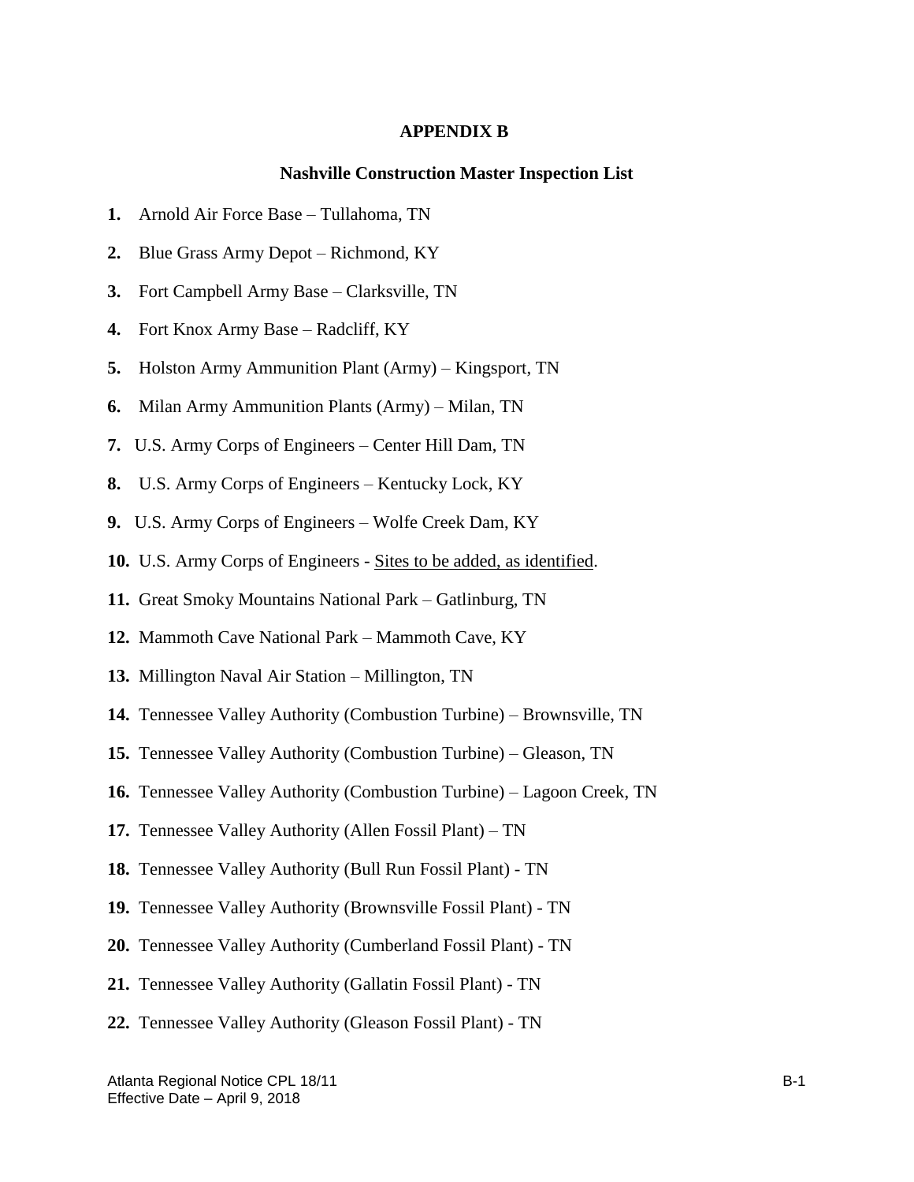## APPENDIX B

### Nashville Construction Master Inspection List

1. Arnold Air Force Base – Tullahoma, TN
2. Blue Grass Army Depot – Richmond, KY
3. Fort Campbell Army Base – Clarksville, TN
4. Fort Knox Army Base – Radcliff, KY
5. Holston Army Ammunition Plant (Army) – Kingsport, TN
6. Milan Army Ammunition Plants (Army) – Milan, TN
7. U.S. Army Corps of Engineers – Center Hill Dam, TN
8. U.S. Army Corps of Engineers – Kentucky Lock, KY
9. U.S. Army Corps of Engineers – Wolfe Creek Dam, KY
10. U.S. Army Corps of Engineers - <u>Sites to be added, as identified</u>.
11. Great Smoky Mountains National Park – Gatlinburg, TN
12. Mammoth Cave National Park – Mammoth Cave, KY
13. Millington Naval Air Station – Millington, TN
14. Tennessee Valley Authority (Combustion Turbine) – Brownsville, TN
15. Tennessee Valley Authority (Combustion Turbine) – Gleason, TN
16. Tennessee Valley Authority (Combustion Turbine) – Lagoon Creek, TN
17. Tennessee Valley Authority (Allen Fossil Plant) – TN
18. Tennessee Valley Authority (Bull Run Fossil Plant) - TN
19. Tennessee Valley Authority (Brownsville Fossil Plant) - TN
20. Tennessee Valley Authority (Cumberland Fossil Plant) - TN
21. Tennessee Valley Authority (Gallatin Fossil Plant) - TN
22. Tennessee Valley Authority (Gleason Fossil Plant) - TN

Atlanta Regional Notice CPL 18/11
Effective Date – April 9, 2018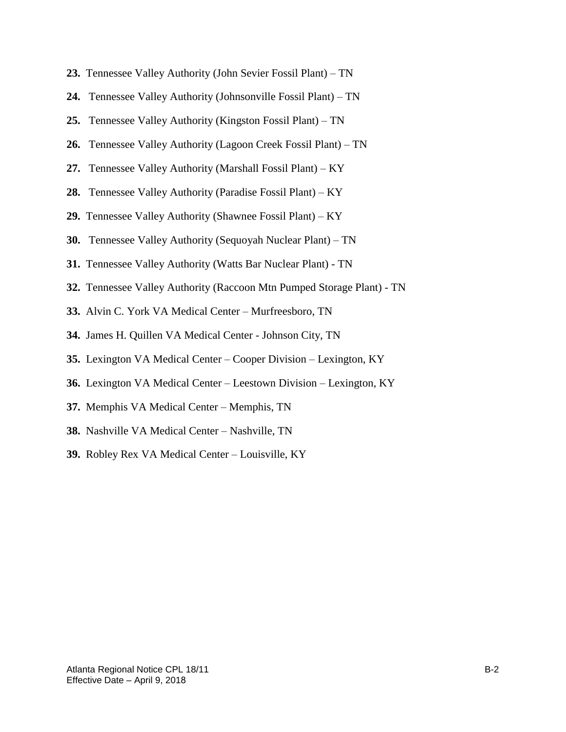**23.** Tennessee Valley Authority (John Sevier Fossil Plant) – TN

**24.** Tennessee Valley Authority (Johnsonville Fossil Plant) – TN

**25.** Tennessee Valley Authority (Kingston Fossil Plant) – TN

**26.** Tennessee Valley Authority (Lagoon Creek Fossil Plant) – TN

**27.** Tennessee Valley Authority (Marshall Fossil Plant) – KY

**28.** Tennessee Valley Authority (Paradise Fossil Plant) – KY

**29.** Tennessee Valley Authority (Shawnee Fossil Plant) – KY

**30.** Tennessee Valley Authority (Sequoyah Nuclear Plant) – TN

**31.** Tennessee Valley Authority (Watts Bar Nuclear Plant) - TN

**32.** Tennessee Valley Authority (Raccoon Mtn Pumped Storage Plant) - TN

**33.** Alvin C. York VA Medical Center – Murfreesboro, TN

**34.** James H. Quillen VA Medical Center - Johnson City, TN

**35.** Lexington VA Medical Center – Cooper Division – Lexington, KY

**36.** Lexington VA Medical Center – Leestown Division – Lexington, KY

**37.** Memphis VA Medical Center – Memphis, TN

**38.** Nashville VA Medical Center – Nashville, TN

**39.** Robley Rex VA Medical Center – Louisville, KY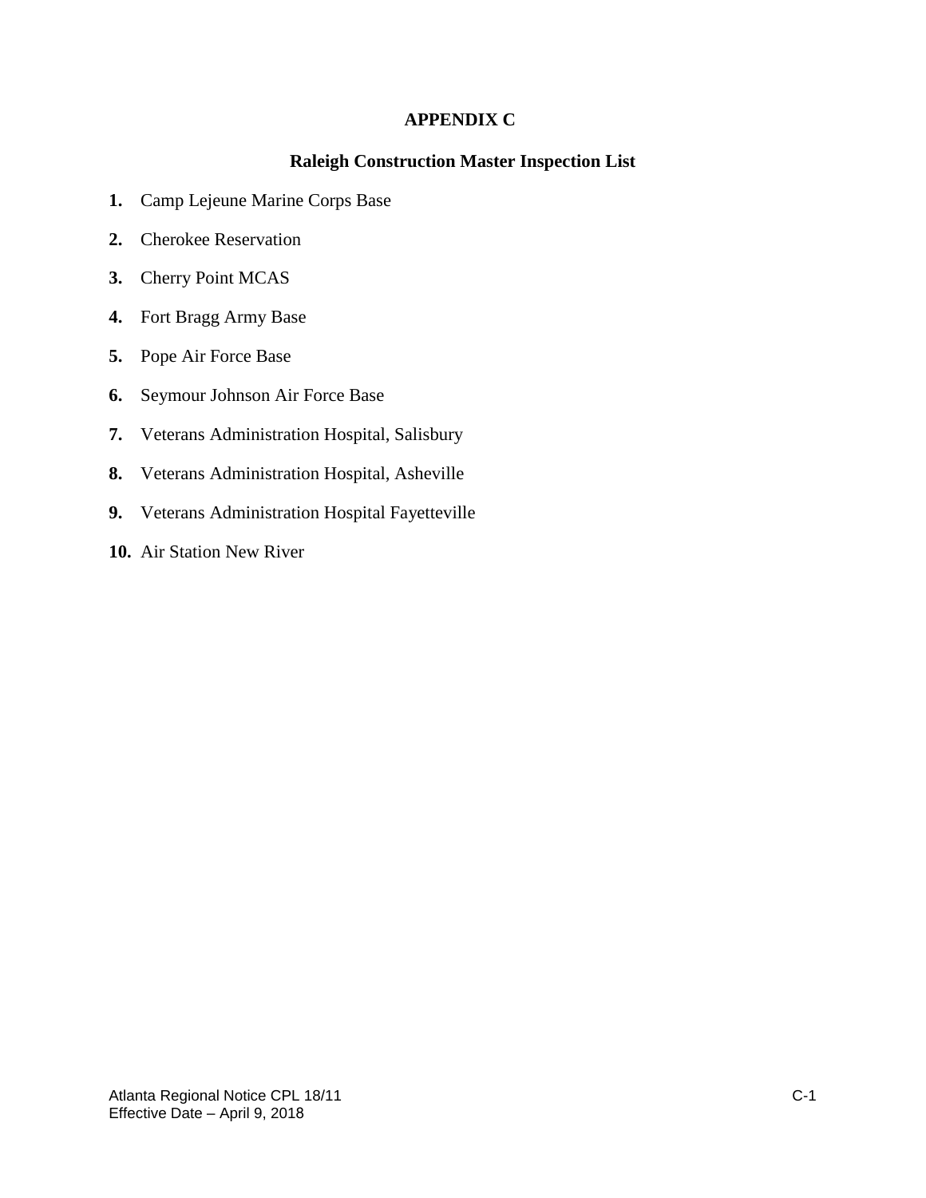# APPENDIX C

## Raleigh Construction Master Inspection List

1. Camp Lejeune Marine Corps Base
2. Cherokee Reservation
3. Cherry Point MCAS
4. Fort Bragg Army Base
5. Pope Air Force Base
6. Seymour Johnson Air Force Base
7. Veterans Administration Hospital, Salisbury
8. Veterans Administration Hospital, Asheville
9. Veterans Administration Hospital Fayetteville
10. Air Station New River